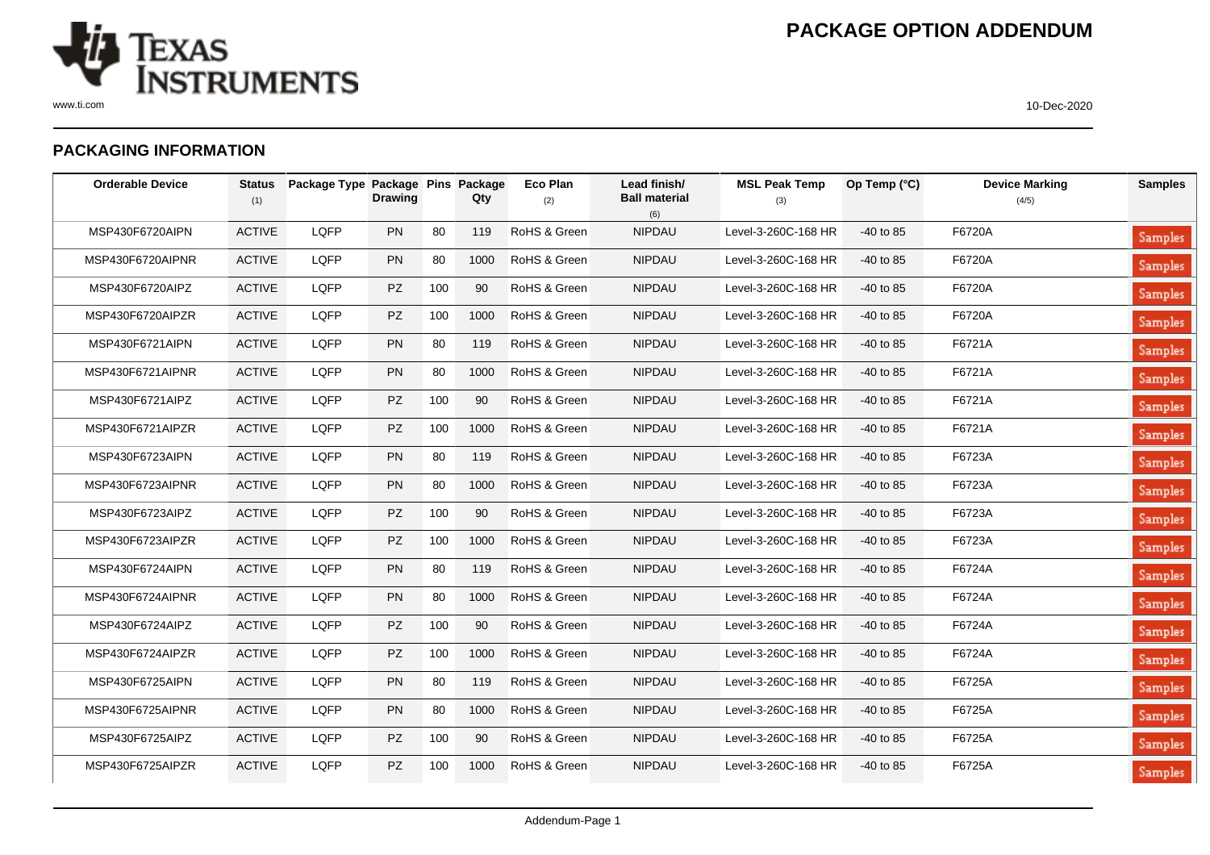# PACKAGE OPTION ADDENDUM

10-Dec-2020

## PACKAGING INFORMATION

| Orderable Device | Status (1) | Package Type | Package Drawing | Pins | Package Qty | Eco Plan (2) | Lead finish/ Ball material (6) | MSL Peak Temp (3) | Op Temp (°C) | Device Marking (4/5) | Samples |
|---|---|---|---|---|---|---|---|---|---|---|---|
| MSP430F6720AIPN | ACTIVE | LQFP | PN | 80 | 119 | RoHS & Green | NIPDAU | Level-3-260C-168 HR | -40 to 85 | F6720A | Samples |
| MSP430F6720AIPNR | ACTIVE | LQFP | PN | 80 | 1000 | RoHS & Green | NIPDAU | Level-3-260C-168 HR | -40 to 85 | F6720A | Samples |
| MSP430F6720AIPZ | ACTIVE | LQFP | PZ | 100 | 90 | RoHS & Green | NIPDAU | Level-3-260C-168 HR | -40 to 85 | F6720A | Samples |
| MSP430F6720AIPZR | ACTIVE | LQFP | PZ | 100 | 1000 | RoHS & Green | NIPDAU | Level-3-260C-168 HR | -40 to 85 | F6720A | Samples |
| MSP430F6721AIPN | ACTIVE | LQFP | PN | 80 | 119 | RoHS & Green | NIPDAU | Level-3-260C-168 HR | -40 to 85 | F6721A | Samples |
| MSP430F6721AIPNR | ACTIVE | LQFP | PN | 80 | 1000 | RoHS & Green | NIPDAU | Level-3-260C-168 HR | -40 to 85 | F6721A | Samples |
| MSP430F6721AIPZ | ACTIVE | LQFP | PZ | 100 | 90 | RoHS & Green | NIPDAU | Level-3-260C-168 HR | -40 to 85 | F6721A | Samples |
| MSP430F6721AIPZR | ACTIVE | LQFP | PZ | 100 | 1000 | RoHS & Green | NIPDAU | Level-3-260C-168 HR | -40 to 85 | F6721A | Samples |
| MSP430F6723AIPN | ACTIVE | LQFP | PN | 80 | 119 | RoHS & Green | NIPDAU | Level-3-260C-168 HR | -40 to 85 | F6723A | Samples |
| MSP430F6723AIPNR | ACTIVE | LQFP | PN | 80 | 1000 | RoHS & Green | NIPDAU | Level-3-260C-168 HR | -40 to 85 | F6723A | Samples |
| MSP430F6723AIPZ | ACTIVE | LQFP | PZ | 100 | 90 | RoHS & Green | NIPDAU | Level-3-260C-168 HR | -40 to 85 | F6723A | Samples |
| MSP430F6723AIPZR | ACTIVE | LQFP | PZ | 100 | 1000 | RoHS & Green | NIPDAU | Level-3-260C-168 HR | -40 to 85 | F6723A | Samples |
| MSP430F6724AIPN | ACTIVE | LQFP | PN | 80 | 119 | RoHS & Green | NIPDAU | Level-3-260C-168 HR | -40 to 85 | F6724A | Samples |
| MSP430F6724AIPNR | ACTIVE | LQFP | PN | 80 | 1000 | RoHS & Green | NIPDAU | Level-3-260C-168 HR | -40 to 85 | F6724A | Samples |
| MSP430F6724AIPZ | ACTIVE | LQFP | PZ | 100 | 90 | RoHS & Green | NIPDAU | Level-3-260C-168 HR | -40 to 85 | F6724A | Samples |
| MSP430F6724AIPZR | ACTIVE | LQFP | PZ | 100 | 1000 | RoHS & Green | NIPDAU | Level-3-260C-168 HR | -40 to 85 | F6724A | Samples |
| MSP430F6725AIPN | ACTIVE | LQFP | PN | 80 | 119 | RoHS & Green | NIPDAU | Level-3-260C-168 HR | -40 to 85 | F6725A | Samples |
| MSP430F6725AIPNR | ACTIVE | LQFP | PN | 80 | 1000 | RoHS & Green | NIPDAU | Level-3-260C-168 HR | -40 to 85 | F6725A | Samples |
| MSP430F6725AIPZ | ACTIVE | LQFP | PZ | 100 | 90 | RoHS & Green | NIPDAU | Level-3-260C-168 HR | -40 to 85 | F6725A | Samples |
| MSP430F6725AIPZR | ACTIVE | LQFP | PZ | 100 | 1000 | RoHS & Green | NIPDAU | Level-3-260C-168 HR | -40 to 85 | F6725A | Samples |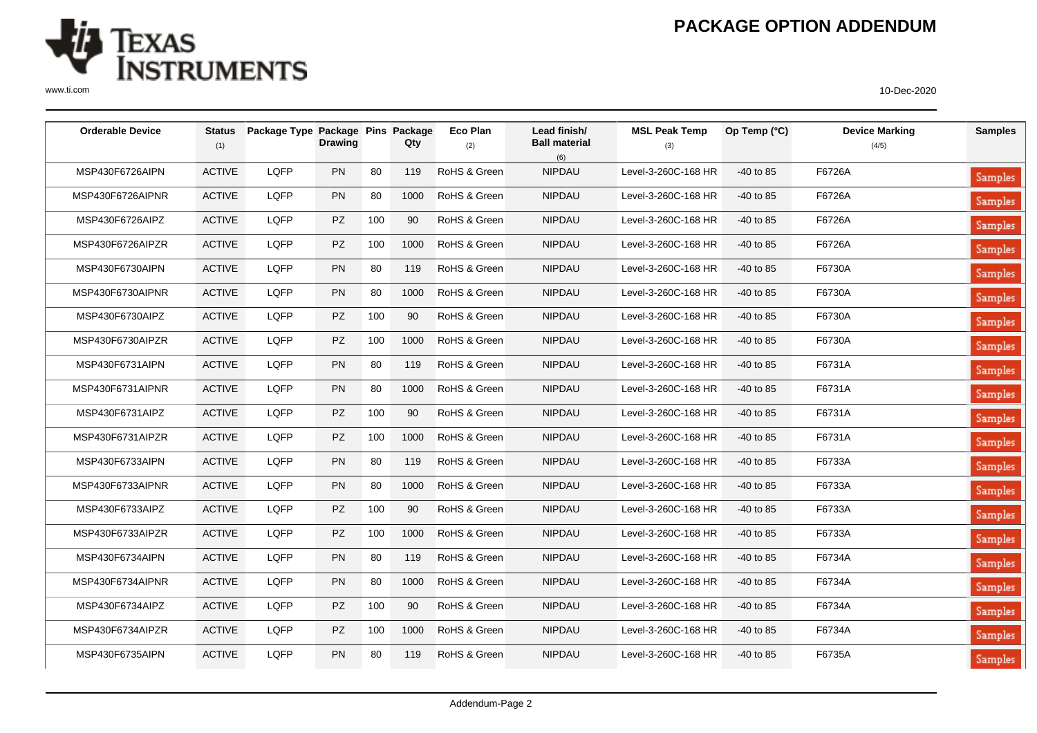| Orderable Device | Status (1) | Package Type | Package Drawing | Pins | Package Qty | Eco Plan (2) | Lead finish/ Ball material (6) | MSL Peak Temp (3) | Op Temp (°C) | Device Marking (4/5) | Samples |
|---|---|---|---|---|---|---|---|---|---|---|---|
| MSP430F6726AIPN | ACTIVE | LQFP | PN | 80 | 119 | RoHS & Green | NIPDAU | Level-3-260C-168 HR | -40 to 85 | F6726A | Samples |
| MSP430F6726AIPNR | ACTIVE | LQFP | PN | 80 | 1000 | RoHS & Green | NIPDAU | Level-3-260C-168 HR | -40 to 85 | F6726A | Samples |
| MSP430F6726AIPZ | ACTIVE | LQFP | PZ | 100 | 90 | RoHS & Green | NIPDAU | Level-3-260C-168 HR | -40 to 85 | F6726A | Samples |
| MSP430F6726AIPZR | ACTIVE | LQFP | PZ | 100 | 1000 | RoHS & Green | NIPDAU | Level-3-260C-168 HR | -40 to 85 | F6726A | Samples |
| MSP430F6730AIPN | ACTIVE | LQFP | PN | 80 | 119 | RoHS & Green | NIPDAU | Level-3-260C-168 HR | -40 to 85 | F6730A | Samples |
| MSP430F6730AIPNR | ACTIVE | LQFP | PN | 80 | 1000 | RoHS & Green | NIPDAU | Level-3-260C-168 HR | -40 to 85 | F6730A | Samples |
| MSP430F6730AIPZ | ACTIVE | LQFP | PZ | 100 | 90 | RoHS & Green | NIPDAU | Level-3-260C-168 HR | -40 to 85 | F6730A | Samples |
| MSP430F6730AIPZR | ACTIVE | LQFP | PZ | 100 | 1000 | RoHS & Green | NIPDAU | Level-3-260C-168 HR | -40 to 85 | F6730A | Samples |
| MSP430F6731AIPN | ACTIVE | LQFP | PN | 80 | 119 | RoHS & Green | NIPDAU | Level-3-260C-168 HR | -40 to 85 | F6731A | Samples |
| MSP430F6731AIPNR | ACTIVE | LQFP | PN | 80 | 1000 | RoHS & Green | NIPDAU | Level-3-260C-168 HR | -40 to 85 | F6731A | Samples |
| MSP430F6731AIPZ | ACTIVE | LQFP | PZ | 100 | 90 | RoHS & Green | NIPDAU | Level-3-260C-168 HR | -40 to 85 | F6731A | Samples |
| MSP430F6731AIPZR | ACTIVE | LQFP | PZ | 100 | 1000 | RoHS & Green | NIPDAU | Level-3-260C-168 HR | -40 to 85 | F6731A | Samples |
| MSP430F6733AIPN | ACTIVE | LQFP | PN | 80 | 119 | RoHS & Green | NIPDAU | Level-3-260C-168 HR | -40 to 85 | F6733A | Samples |
| MSP430F6733AIPNR | ACTIVE | LQFP | PN | 80 | 1000 | RoHS & Green | NIPDAU | Level-3-260C-168 HR | -40 to 85 | F6733A | Samples |
| MSP430F6733AIPZ | ACTIVE | LQFP | PZ | 100 | 90 | RoHS & Green | NIPDAU | Level-3-260C-168 HR | -40 to 85 | F6733A | Samples |
| MSP430F6733AIPZR | ACTIVE | LQFP | PZ | 100 | 1000 | RoHS & Green | NIPDAU | Level-3-260C-168 HR | -40 to 85 | F6733A | Samples |
| MSP430F6734AIPN | ACTIVE | LQFP | PN | 80 | 119 | RoHS & Green | NIPDAU | Level-3-260C-168 HR | -40 to 85 | F6734A | Samples |
| MSP430F6734AIPNR | ACTIVE | LQFP | PN | 80 | 1000 | RoHS & Green | NIPDAU | Level-3-260C-168 HR | -40 to 85 | F6734A | Samples |
| MSP430F6734AIPZ | ACTIVE | LQFP | PZ | 100 | 90 | RoHS & Green | NIPDAU | Level-3-260C-168 HR | -40 to 85 | F6734A | Samples |
| MSP430F6734AIPZR | ACTIVE | LQFP | PZ | 100 | 1000 | RoHS & Green | NIPDAU | Level-3-260C-168 HR | -40 to 85 | F6734A | Samples |
| MSP430F6735AIPN | ACTIVE | LQFP | PN | 80 | 119 | RoHS & Green | NIPDAU | Level-3-260C-168 HR | -40 to 85 | F6735A | Samples |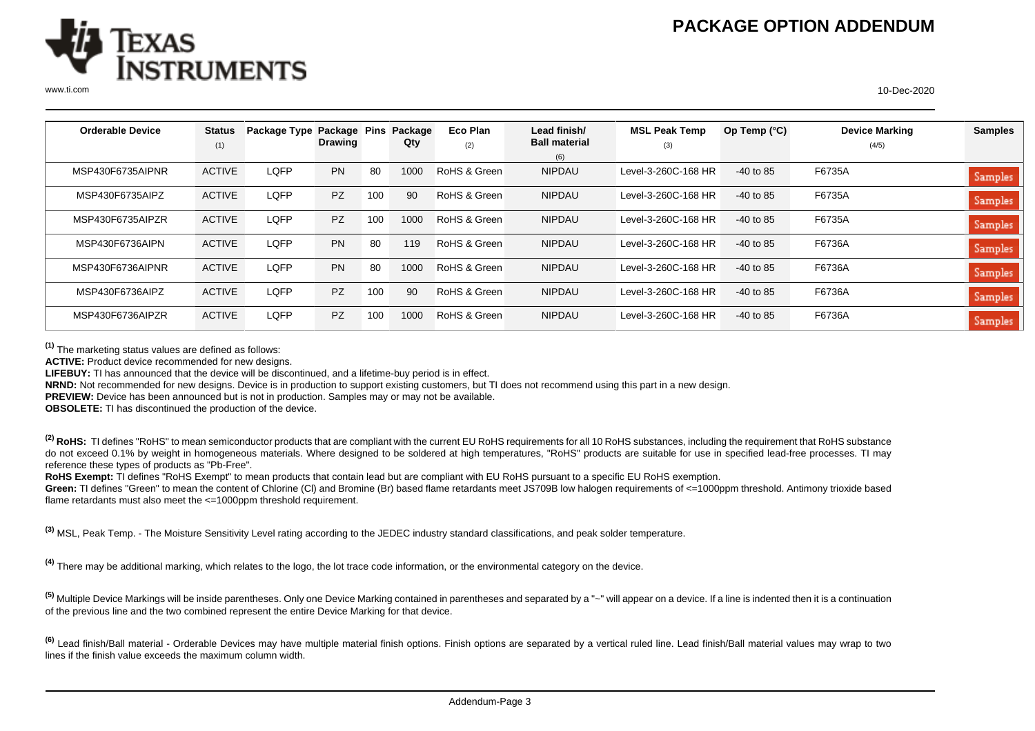# PACKAGE OPTION ADDENDUM

| Orderable Device | Status (1) | Package Type | Package Drawing | Pins | Package Qty | Eco Plan (2) | Lead finish/ Ball material (6) | MSL Peak Temp (3) | Op Temp (°C) | Device Marking (4/5) | Samples |
|---|---|---|---|---|---|---|---|---|---|---|---|
| MSP430F6735AIPNR | ACTIVE | LQFP | PN | 80 | 1000 | RoHS & Green | NIPDAU | Level-3-260C-168 HR | -40 to 85 | F6735A | Samples |
| MSP430F6735AIPZ | ACTIVE | LQFP | PZ | 100 | 90 | RoHS & Green | NIPDAU | Level-3-260C-168 HR | -40 to 85 | F6735A | Samples |
| MSP430F6735AIPZR | ACTIVE | LQFP | PZ | 100 | 1000 | RoHS & Green | NIPDAU | Level-3-260C-168 HR | -40 to 85 | F6735A | Samples |
| MSP430F6736AIPN | ACTIVE | LQFP | PN | 80 | 119 | RoHS & Green | NIPDAU | Level-3-260C-168 HR | -40 to 85 | F6736A | Samples |
| MSP430F6736AIPNR | ACTIVE | LQFP | PN | 80 | 1000 | RoHS & Green | NIPDAU | Level-3-260C-168 HR | -40 to 85 | F6736A | Samples |
| MSP430F6736AIPZ | ACTIVE | LQFP | PZ | 100 | 90 | RoHS & Green | NIPDAU | Level-3-260C-168 HR | -40 to 85 | F6736A | Samples |
| MSP430F6736AIPZR | ACTIVE | LQFP | PZ | 100 | 1000 | RoHS & Green | NIPDAU | Level-3-260C-168 HR | -40 to 85 | F6736A | Samples |

[1] The marketing status values are defined as follows:

**ACTIVE:** Product device recommended for new designs.

**LIFEBUY:** TI has announced that the device will be discontinued, and a lifetime-buy period is in effect.

**NRND:** Not recommended for new designs. Device is in production to support existing customers, but TI does not recommend using this part in a new design.

**PREVIEW:** Device has been announced but is not in production. Samples may or may not be available.

**OBSOLETE:** TI has discontinued the production of the device.

[2] **RoHS:** TI defines "RoHS" to mean semiconductor products that are compliant with the current EU RoHS requirements for all 10 RoHS substances, including the requirement that RoHS substance do not exceed 0.1% by weight in homogeneous materials. Where designed to be soldered at high temperatures, "RoHS" products are suitable for use in specified lead-free processes. TI may reference these types of products as "Pb-Free".

**RoHS Exempt:** TI defines "RoHS Exempt" to mean products that contain lead but are compliant with EU RoHS pursuant to a specific EU RoHS exemption.

**Green:** TI defines "Green" to mean the content of Chlorine (Cl) and Bromine (Br) based flame retardants meet JS709B low halogen requirements of <=1000ppm threshold. Antimony trioxide based flame retardants must also meet the <=1000ppm threshold requirement.

[3] MSL, Peak Temp. - The Moisture Sensitivity Level rating according to the JEDEC industry standard classifications, and peak solder temperature.

[4] There may be additional marking, which relates to the logo, the lot trace code information, or the environmental category on the device.

[5] Multiple Device Markings will be inside parentheses. Only one Device Marking contained in parentheses and separated by a "~" will appear on a device. If a line is indented then it is a continuation of the previous line and the two combined represent the entire Device Marking for that device.

[6] Lead finish/Ball material - Orderable Devices may have multiple material finish options. Finish options are separated by a vertical ruled line. Lead finish/Ball material values may wrap to two lines if the finish value exceeds the maximum column width.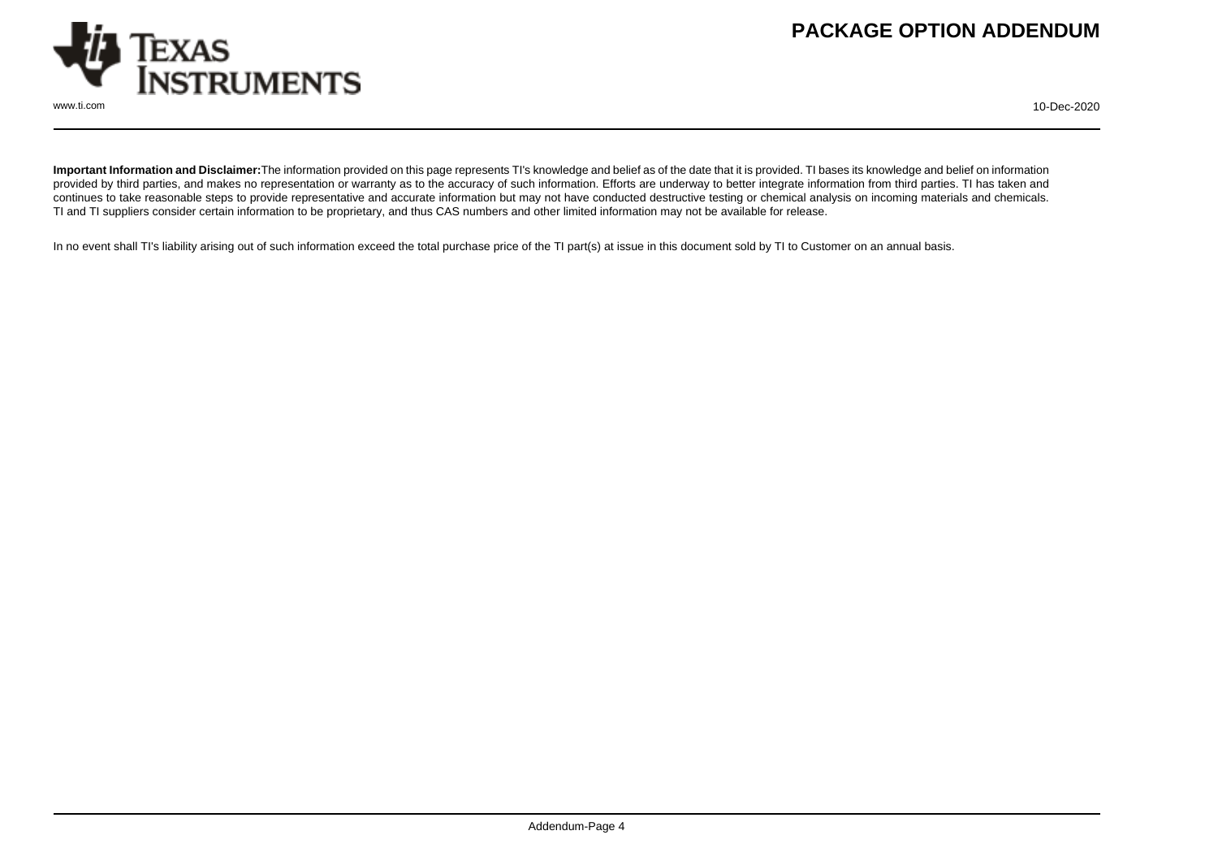**Important Information and Disclaimer:**The information provided on this page represents TI's knowledge and belief as of the date that it is provided. TI bases its knowledge and belief on information provided by third parties, and makes no representation or warranty as to the accuracy of such information. Efforts are underway to better integrate information from third parties. TI has taken and continues to take reasonable steps to provide representative and accurate information but may not have conducted destructive testing or chemical analysis on incoming materials and chemicals. TI and TI suppliers consider certain information to be proprietary, and thus CAS numbers and other limited information may not be available for release.

In no event shall TI's liability arising out of such information exceed the total purchase price of the TI part(s) at issue in this document sold by TI to Customer on an annual basis.